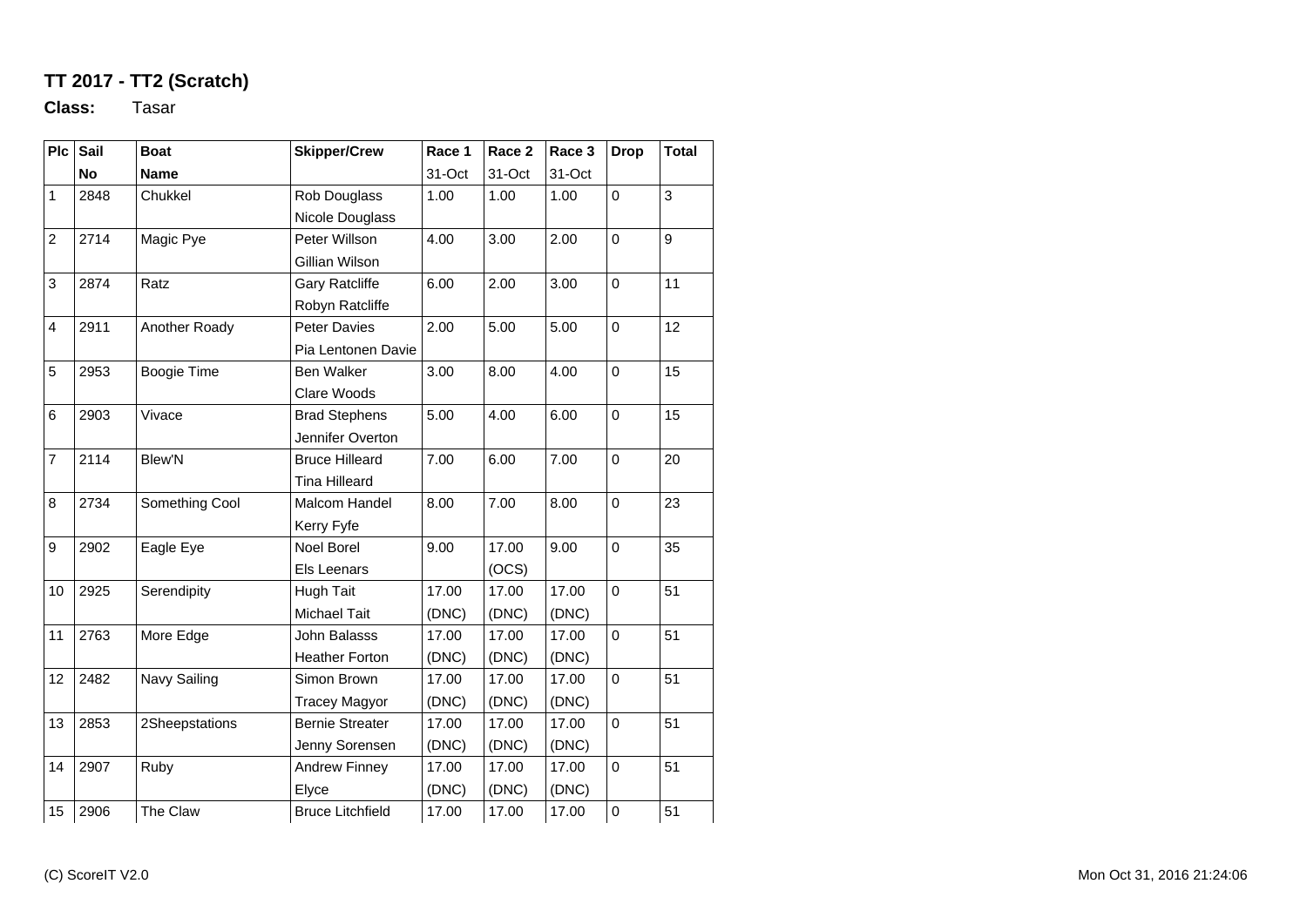**TT 2017 - TT2 (Scratch)**

**Class:** Tasar

| Plc | Sail No | Boat Name | Skipper/Crew | Race 1 31-Oct | Race 2 31-Oct | Race 3 31-Oct | Drop | Total |
|---|---|---|---|---|---|---|---|---|
| 1 | 2848 | Chukkel | Rob Douglass<br>Nicole Douglass | 1.00 | 1.00 | 1.00 | 0 | 3 |
| 2 | 2714 | Magic Pye | Peter Willson<br>Gillian Wilson | 4.00 | 3.00 | 2.00 | 0 | 9 |
| 3 | 2874 | Ratz | Gary Ratcliffe<br>Robyn Ratcliffe | 6.00 | 2.00 | 3.00 | 0 | 11 |
| 4 | 2911 | Another Roady | Peter Davies<br>Pia Lentonen Davie | 2.00 | 5.00 | 5.00 | 0 | 12 |
| 5 | 2953 | Boogie Time | Ben Walker<br>Clare Woods | 3.00 | 8.00 | 4.00 | 0 | 15 |
| 6 | 2903 | Vivace | Brad Stephens<br>Jennifer Overton | 5.00 | 4.00 | 6.00 | 0 | 15 |
| 7 | 2114 | Blew'N | Bruce Hilleard<br>Tina Hilleard | 7.00 | 6.00 | 7.00 | 0 | 20 |
| 8 | 2734 | Something Cool | Malcom Handel<br>Kerry Fyfe | 8.00 | 7.00 | 8.00 | 0 | 23 |
| 9 | 2902 | Eagle Eye | Noel Borel<br>Els Leenars | 9.00 | 17.00 (OCS) | 9.00 | 0 | 35 |
| 10 | 2925 | Serendipity | Hugh Tait<br>Michael Tait | 17.00 (DNC) | 17.00 (DNC) | 17.00 (DNC) | 0 | 51 |
| 11 | 2763 | More Edge | John Balasss<br>Heather Forton | 17.00 (DNC) | 17.00 (DNC) | 17.00 (DNC) | 0 | 51 |
| 12 | 2482 | Navy Sailing | Simon Brown<br>Tracey Magyor | 17.00 (DNC) | 17.00 (DNC) | 17.00 (DNC) | 0 | 51 |
| 13 | 2853 | 2Sheepstations | Bernie Streater<br>Jenny Sorensen | 17.00 (DNC) | 17.00 (DNC) | 17.00 (DNC) | 0 | 51 |
| 14 | 2907 | Ruby | Andrew Finney<br>Elyce | 17.00 (DNC) | 17.00 (DNC) | 17.00 (DNC) | 0 | 51 |
| 15 | 2906 | The Claw | Bruce Litchfield | 17.00 | 17.00 | 17.00 | 0 | 51 |

(C) ScoreIT V2.0

Mon Oct 31, 2016 21:24:06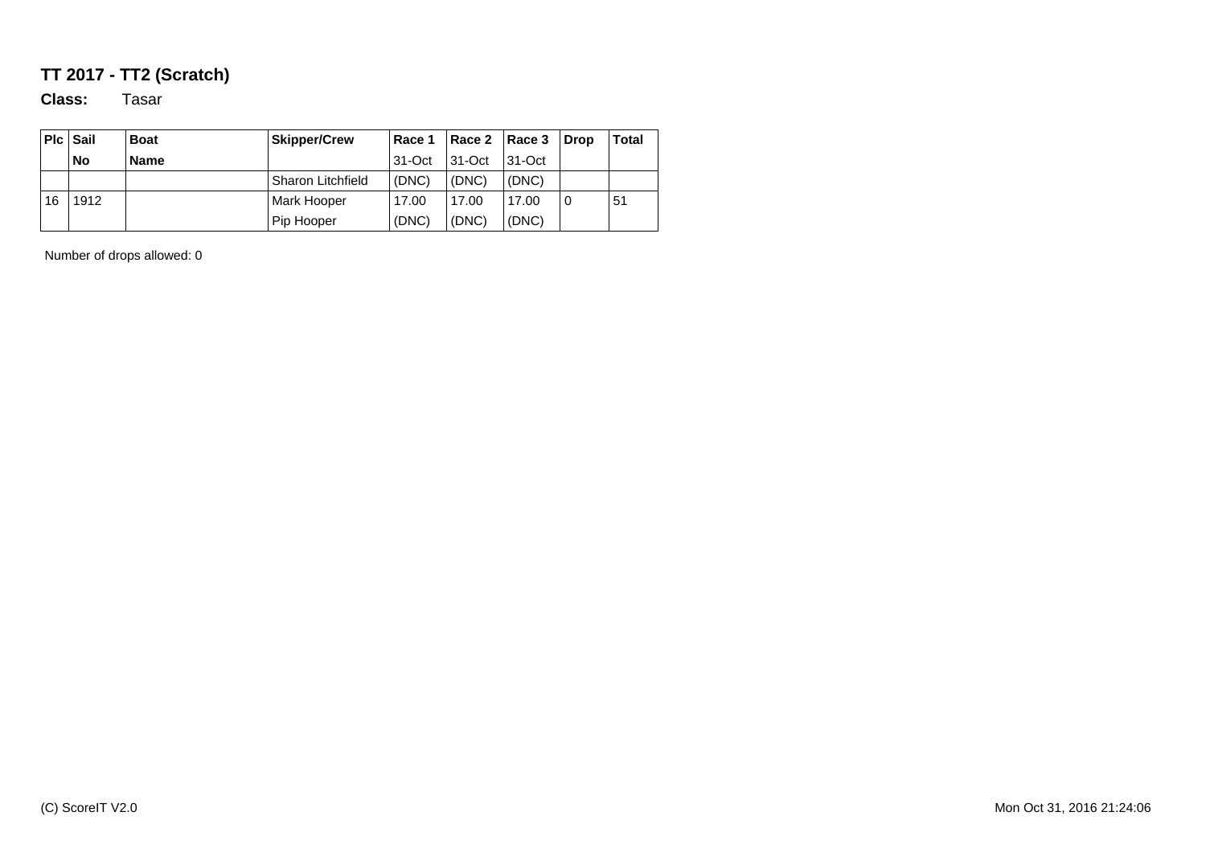## TT 2017 - TT2 (Scratch)

**Class:** Tasar

| Plc | Sail | Boat | Skipper/Crew | Race 1 | Race 2 | Race 3 | Drop | Total |
|---|---|---|---|---|---|---|---|---|
| | No | Name | | 31-Oct | 31-Oct | 31-Oct | | |
| | | | Sharon Litchfield | (DNC) | (DNC) | (DNC) | | |
| 16 | 1912 | | Mark Hooper | 17.00 | 17.00 | 17.00 | 0 | 51 |
| | | | Pip Hooper | (DNC) | (DNC) | (DNC) | | |

Number of drops allowed: 0

(C) ScoreIT V2.0

Mon Oct 31, 2016 21:24:06